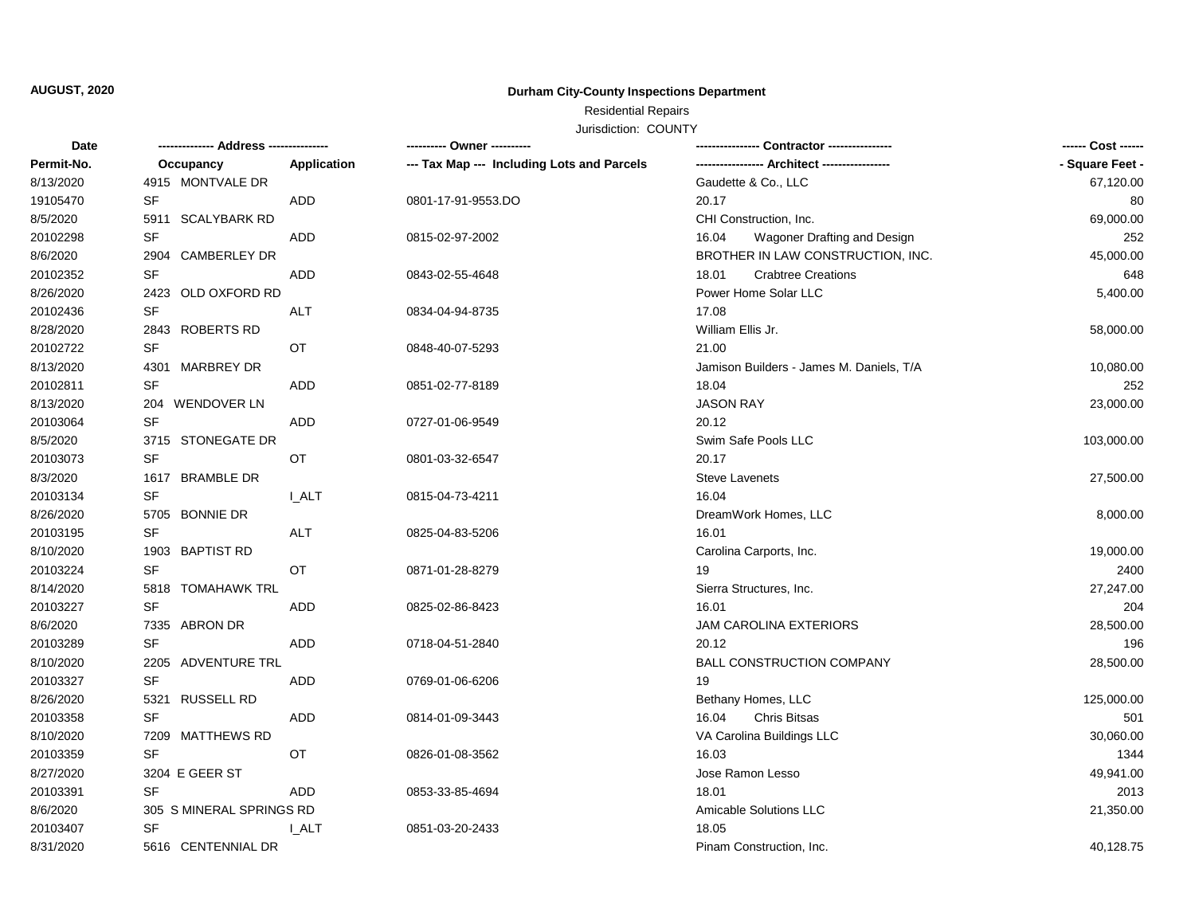**AUGUST, 2020**

**Durham City-County Inspections Department**

Residential Repairs

Jurisdiction: COUNTY

| Date | ------------- Address -------------- | | ---------- Owner ---------- | ---------------- Contractor ---------------- | ------ Cost ------ |
|---|---|---|---|---|---|
| Permit-No. | Occupancy | Application | --- Tax Map --- Including Lots and Parcels | ----------------- Architect ----------------- | - Square Feet - |
| 8/13/2020 | 4915 MONTVALE DR | | | Gaudette & Co., LLC | 67,120.00 |
| 19105470 | SF | ADD | 0801-17-91-9553.DO | 20.17 | 80 |
| 8/5/2020 | 5911 SCALYBARK RD | | | CHI Construction, Inc. | 69,000.00 |
| 20102298 | SF | ADD | 0815-02-97-2002 | 16.04 Wagoner Drafting and Design | 252 |
| 8/6/2020 | 2904 CAMBERLEY DR | | | BROTHER IN LAW CONSTRUCTION, INC. | 45,000.00 |
| 20102352 | SF | ADD | 0843-02-55-4648 | 18.01 Crabtree Creations | 648 |
| 8/26/2020 | 2423 OLD OXFORD RD | | | Power Home Solar LLC | 5,400.00 |
| 20102436 | SF | ALT | 0834-04-94-8735 | 17.08 | |
| 8/28/2020 | 2843 ROBERTS RD | | | William Ellis Jr. | 58,000.00 |
| 20102722 | SF | OT | 0848-40-07-5293 | 21.00 | |
| 8/13/2020 | 4301 MARBREY DR | | | Jamison Builders - James M. Daniels, T/A | 10,080.00 |
| 20102811 | SF | ADD | 0851-02-77-8189 | 18.04 | 252 |
| 8/13/2020 | 204 WENDOVER LN | | | JASON RAY | 23,000.00 |
| 20103064 | SF | ADD | 0727-01-06-9549 | 20.12 | |
| 8/5/2020 | 3715 STONEGATE DR | | | Swim Safe Pools LLC | 103,000.00 |
| 20103073 | SF | OT | 0801-03-32-6547 | 20.17 | |
| 8/3/2020 | 1617 BRAMBLE DR | | | Steve Lavenets | 27,500.00 |
| 20103134 | SF | I_ALT | 0815-04-73-4211 | 16.04 | |
| 8/26/2020 | 5705 BONNIE DR | | | DreamWork Homes, LLC | 8,000.00 |
| 20103195 | SF | ALT | 0825-04-83-5206 | 16.01 | |
| 8/10/2020 | 1903 BAPTIST RD | | | Carolina Carports, Inc. | 19,000.00 |
| 20103224 | SF | OT | 0871-01-28-8279 | 19 | 2400 |
| 8/14/2020 | 5818 TOMAHAWK TRL | | | Sierra Structures, Inc. | 27,247.00 |
| 20103227 | SF | ADD | 0825-02-86-8423 | 16.01 | 204 |
| 8/6/2020 | 7335 ABRON DR | | | JAM CAROLINA EXTERIORS | 28,500.00 |
| 20103289 | SF | ADD | 0718-04-51-2840 | 20.12 | 196 |
| 8/10/2020 | 2205 ADVENTURE TRL | | | BALL CONSTRUCTION COMPANY | 28,500.00 |
| 20103327 | SF | ADD | 0769-01-06-6206 | 19 | |
| 8/26/2020 | 5321 RUSSELL RD | | | Bethany Homes, LLC | 125,000.00 |
| 20103358 | SF | ADD | 0814-01-09-3443 | 16.04 Chris Bitsas | 501 |
| 8/10/2020 | 7209 MATTHEWS RD | | | VA Carolina Buildings LLC | 30,060.00 |
| 20103359 | SF | OT | 0826-01-08-3562 | 16.03 | 1344 |
| 8/27/2020 | 3204 E GEER ST | | | Jose Ramon Lesso | 49,941.00 |
| 20103391 | SF | ADD | 0853-33-85-4694 | 18.01 | 2013 |
| 8/6/2020 | 305 S MINERAL SPRINGS RD | | | Amicable Solutions LLC | 21,350.00 |
| 20103407 | SF | I_ALT | 0851-03-20-2433 | 18.05 | |
| 8/31/2020 | 5616 CENTENNIAL DR | | | Pinam Construction, Inc. | 40,128.75 |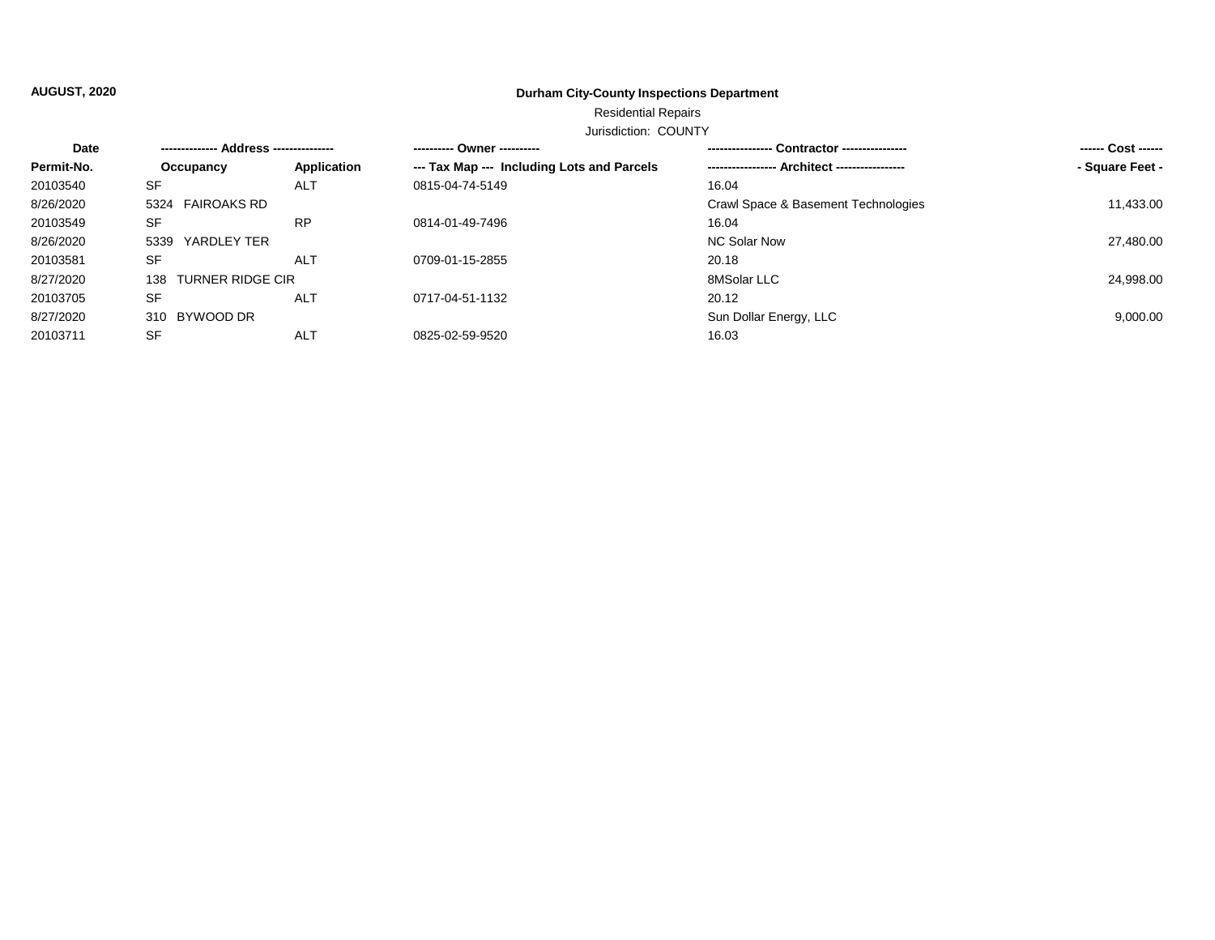**AUGUST, 2020**

**Durham City-County Inspections Department**

Residential Repairs

Jurisdiction: COUNTY

| Date | ------------- Address -------------- | | ---------- Owner ---------- | ---------------- Contractor ---------------- | ------ Cost ------ |
|---|---|---|---|---|---|
| **Permit-No.** | **Occupancy** | **Application** | **--- Tax Map --- Including Lots and Parcels** | **----------------- Architect -----------------** | **- Square Feet -** |
| 20103540 | SF | ALT | 0815-04-74-5149 | 16.04 | |
| 8/26/2020 | 5324 FAIROAKS RD | | | Crawl Space & Basement Technologies | 11,433.00 |
| 20103549 | SF | RP | 0814-01-49-7496 | 16.04 | |
| 8/26/2020 | 5339 YARDLEY TER | | | NC Solar Now | 27,480.00 |
| 20103581 | SF | ALT | 0709-01-15-2855 | 20.18 | |
| 8/27/2020 | 138 TURNER RIDGE CIR | | | 8MSolar LLC | 24,998.00 |
| 20103705 | SF | ALT | 0717-04-51-1132 | 20.12 | |
| 8/27/2020 | 310 BYWOOD DR | | | Sun Dollar Energy, LLC | 9,000.00 |
| 20103711 | SF | ALT | 0825-02-59-9520 | 16.03 | |